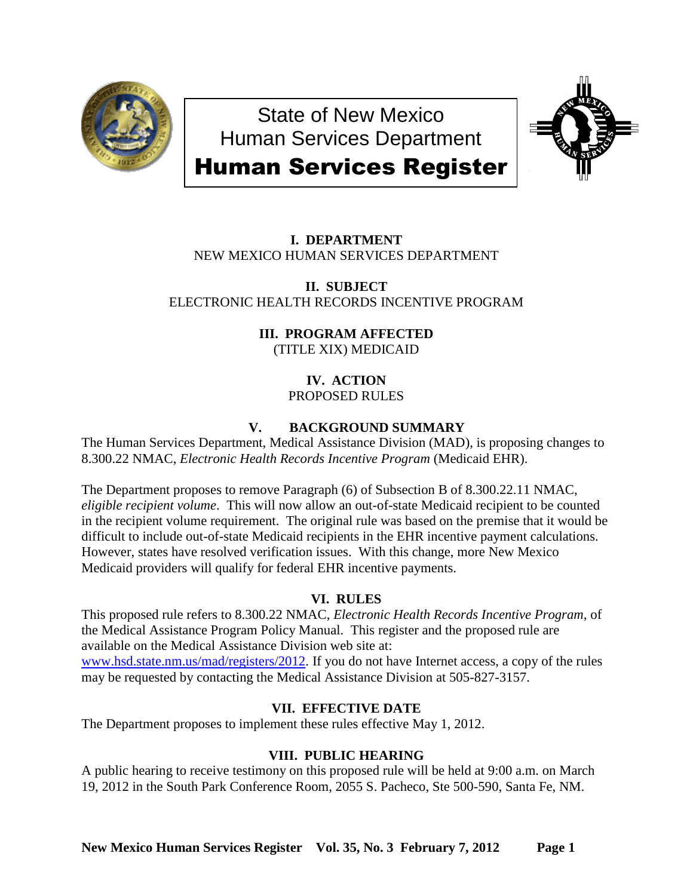# State of New Mexico
# Human Services Department
# Human Services Register

## I. DEPARTMENT
NEW MEXICO HUMAN SERVICES DEPARTMENT

## II. SUBJECT
ELECTRONIC HEALTH RECORDS INCENTIVE PROGRAM

## III. PROGRAM AFFECTED
(TITLE XIX) MEDICAID

## IV. ACTION
PROPOSED RULES

## V. BACKGROUND SUMMARY
The Human Services Department, Medical Assistance Division (MAD), is proposing changes to 8.300.22 NMAC, *Electronic Health Records Incentive Program* (Medicaid EHR).

The Department proposes to remove Paragraph (6) of Subsection B of 8.300.22.11 NMAC, *eligible recipient volume*. This will now allow an out-of-state Medicaid recipient to be counted in the recipient volume requirement. The original rule was based on the premise that it would be difficult to include out-of-state Medicaid recipients in the EHR incentive payment calculations. However, states have resolved verification issues. With this change, more New Mexico Medicaid providers will qualify for federal EHR incentive payments.

## VI. RULES
This proposed rule refers to 8.300.22 NMAC, *Electronic Health Records Incentive Program*, of the Medical Assistance Program Policy Manual. This register and the proposed rule are available on the Medical Assistance Division web site at: [www.hsd.state.nm.us/mad/registers/2012](www.hsd.state.nm.us/mad/registers/2012). If you do not have Internet access, a copy of the rules may be requested by contacting the Medical Assistance Division at 505-827-3157.

## VII. EFFECTIVE DATE
The Department proposes to implement these rules effective May 1, 2012.

## VIII. PUBLIC HEARING
A public hearing to receive testimony on this proposed rule will be held at 9:00 a.m. on March 19, 2012 in the South Park Conference Room, 2055 S. Pacheco, Ste 500-590, Santa Fe, NM.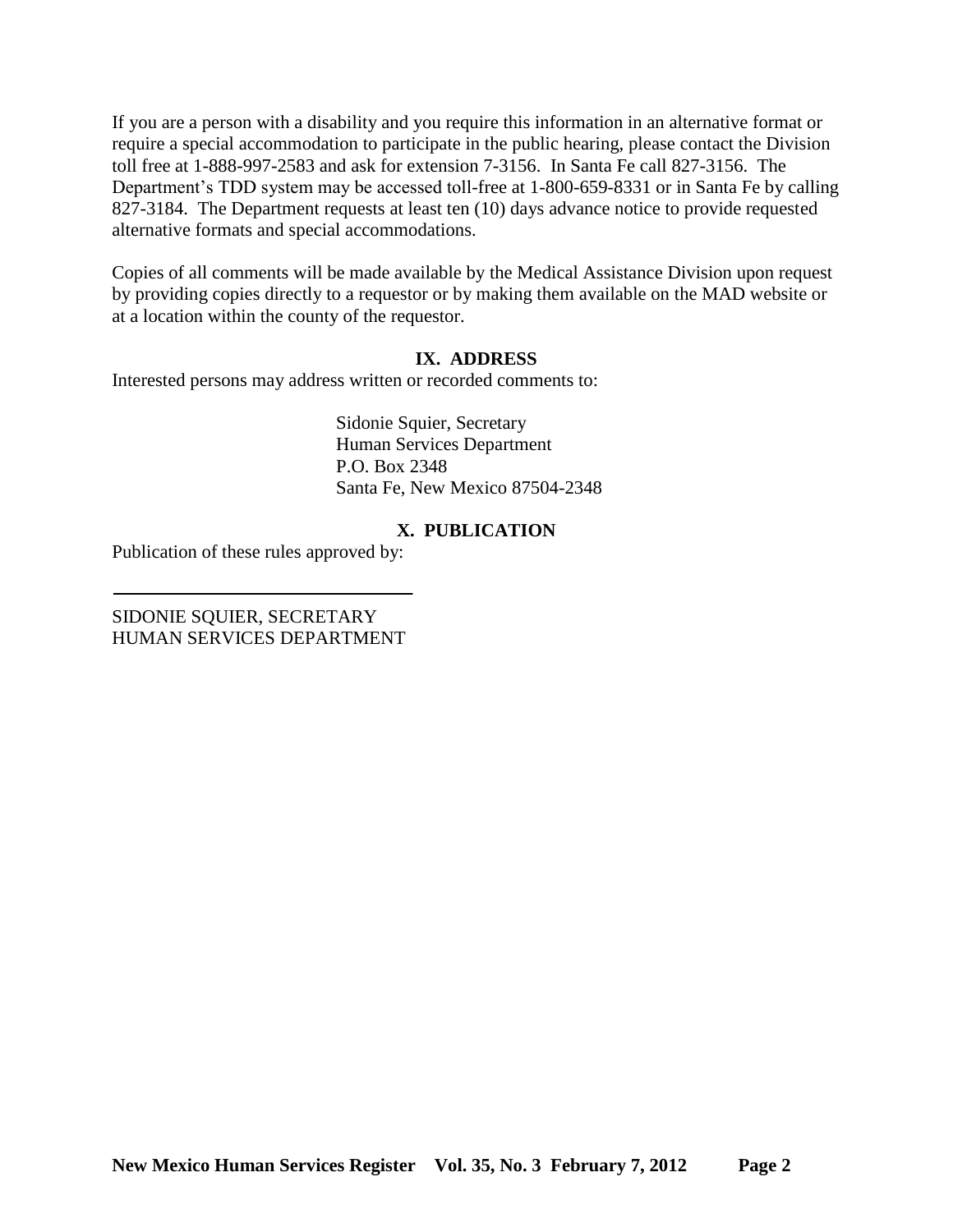If you are a person with a disability and you require this information in an alternative format or require a special accommodation to participate in the public hearing, please contact the Division toll free at 1-888-997-2583 and ask for extension 7-3156. In Santa Fe call 827-3156. The Department's TDD system may be accessed toll-free at 1-800-659-8331 or in Santa Fe by calling 827-3184. The Department requests at least ten (10) days advance notice to provide requested alternative formats and special accommodations.

Copies of all comments will be made available by the Medical Assistance Division upon request by providing copies directly to a requestor or by making them available on the MAD website or at a location within the county of the requestor.

## IX. ADDRESS

Interested persons may address written or recorded comments to:

Sidonie Squier, Secretary
Human Services Department
P.O. Box 2348
Santa Fe, New Mexico 87504-2348

## X. PUBLICATION

Publication of these rules approved by:

\_\_\_\_\_\_\_\_\_\_\_\_\_\_\_\_\_\_\_\_\_\_\_\_\_\_\_\_\_\_\_\_

SIDONIE SQUIER, SECRETARY
HUMAN SERVICES DEPARTMENT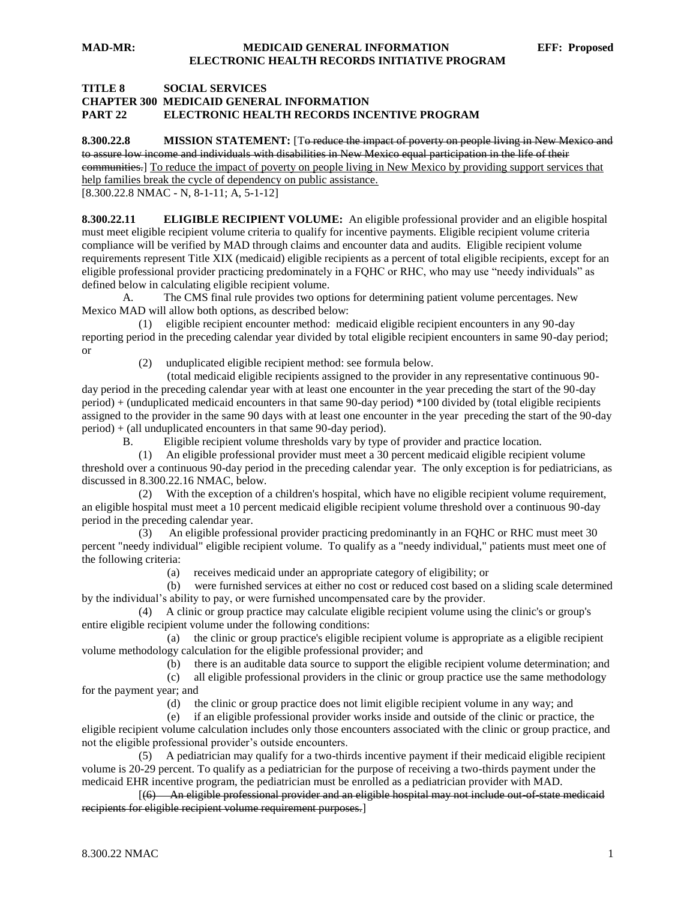**TITLE 8 SOCIAL SERVICES**
**CHAPTER 300 MEDICAID GENERAL INFORMATION**
**PART 22 ELECTRONIC HEALTH RECORDS INCENTIVE PROGRAM**

**8.300.22.8 MISSION STATEMENT:** [~~To reduce the impact of poverty on people living in New Mexico and to assure low income and individuals with disabilities in New Mexico equal participation in the life of their communities.~~] <u>To reduce the impact of poverty on people living in New Mexico by providing support services that help families break the cycle of dependency on public assistance.</u>
[8.300.22.8 NMAC - N, 8-1-11; A, 5-1-12]

**8.300.22.11 ELIGIBLE RECIPIENT VOLUME:** An eligible professional provider and an eligible hospital must meet eligible recipient volume criteria to qualify for incentive payments. Eligible recipient volume criteria compliance will be verified by MAD through claims and encounter data and audits. Eligible recipient volume requirements represent Title XIX (medicaid) eligible recipients as a percent of total eligible recipients, except for an eligible professional provider practicing predominately in a FQHC or RHC, who may use "needy individuals" as defined below in calculating eligible recipient volume.

A. The CMS final rule provides two options for determining patient volume percentages. New Mexico MAD will allow both options, as described below:

(1) eligible recipient encounter method: medicaid eligible recipient encounters in any 90-day reporting period in the preceding calendar year divided by total eligible recipient encounters in same 90-day period; or

(2) unduplicated eligible recipient method: see formula below.

(total medicaid eligible recipients assigned to the provider in any representative continuous 90-day period in the preceding calendar year with at least one encounter in the year preceding the start of the 90-day period) + (unduplicated medicaid encounters in that same 90-day period) *100 divided by (total eligible recipients assigned to the provider in the same 90 days with at least one encounter in the year preceding the start of the 90-day period) + (all unduplicated encounters in that same 90-day period).

B. Eligible recipient volume thresholds vary by type of provider and practice location.

(1) An eligible professional provider must meet a 30 percent medicaid eligible recipient volume threshold over a continuous 90-day period in the preceding calendar year. The only exception is for pediatricians, as discussed in 8.300.22.16 NMAC, below.

(2) With the exception of a children's hospital, which have no eligible recipient volume requirement, an eligible hospital must meet a 10 percent medicaid eligible recipient volume threshold over a continuous 90-day period in the preceding calendar year.

(3) An eligible professional provider practicing predominantly in an FQHC or RHC must meet 30 percent "needy individual" eligible recipient volume. To qualify as a "needy individual," patients must meet one of the following criteria:

(a) receives medicaid under an appropriate category of eligibility; or

(b) were furnished services at either no cost or reduced cost based on a sliding scale determined by the individual's ability to pay, or were furnished uncompensated care by the provider.

(4) A clinic or group practice may calculate eligible recipient volume using the clinic's or group's entire eligible recipient volume under the following conditions:

(a) the clinic or group practice's eligible recipient volume is appropriate as a eligible recipient volume methodology calculation for the eligible professional provider; and

(b) there is an auditable data source to support the eligible recipient volume determination; and

(c) all eligible professional providers in the clinic or group practice use the same methodology for the payment year; and

(d) the clinic or group practice does not limit eligible recipient volume in any way; and

(e) if an eligible professional provider works inside and outside of the clinic or practice, the eligible recipient volume calculation includes only those encounters associated with the clinic or group practice, and not the eligible professional provider's outside encounters.

(5) A pediatrician may qualify for a two-thirds incentive payment if their medicaid eligible recipient volume is 20-29 percent. To qualify as a pediatrician for the purpose of receiving a two-thirds payment under the medicaid EHR incentive program, the pediatrician must be enrolled as a pediatrician provider with MAD.

[~~(6) An eligible professional provider and an eligible hospital may not include out-of-state medicaid recipients for eligible recipient volume requirement purposes.~~]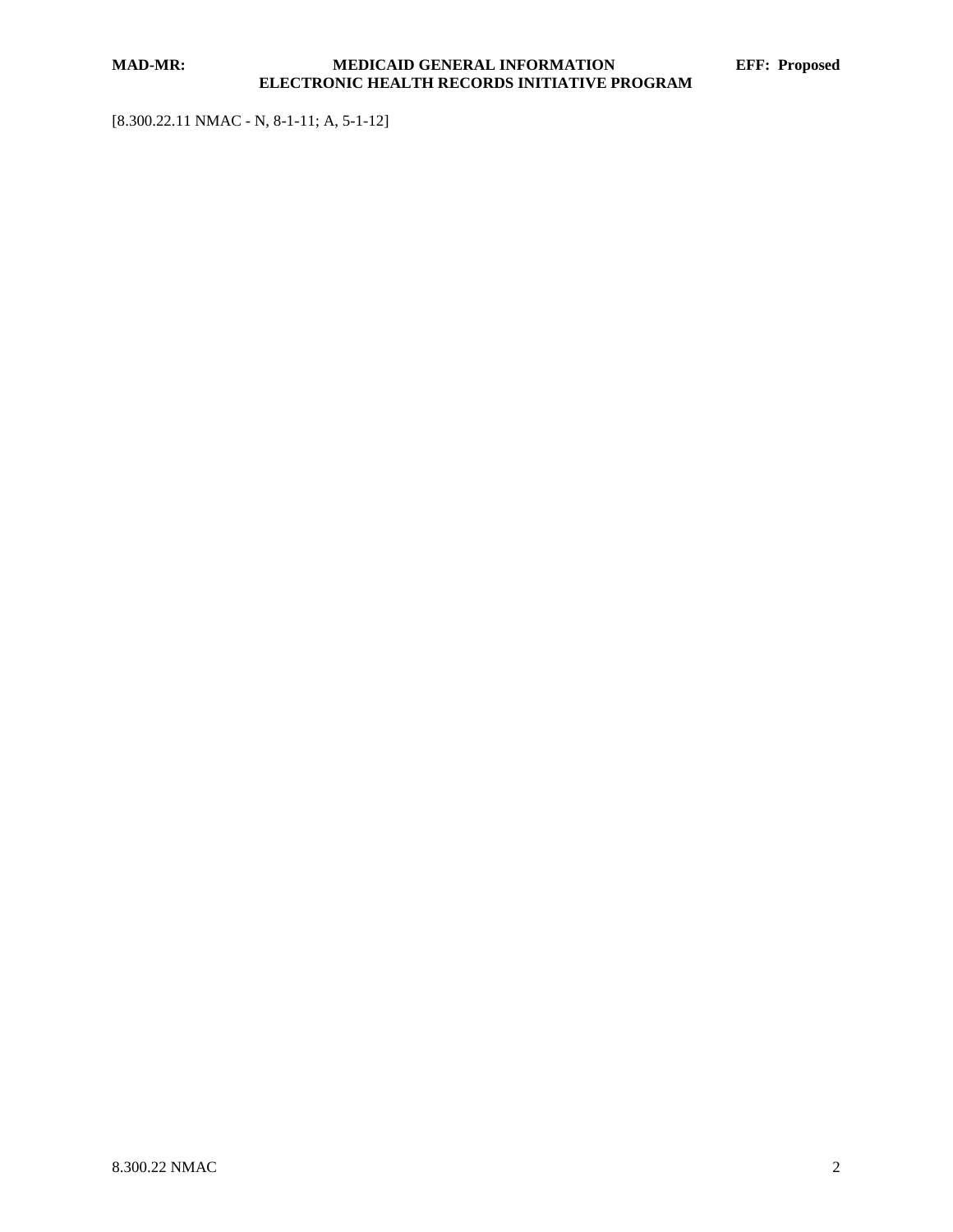[8.300.22.11 NMAC - N, 8-1-11; A, 5-1-12]